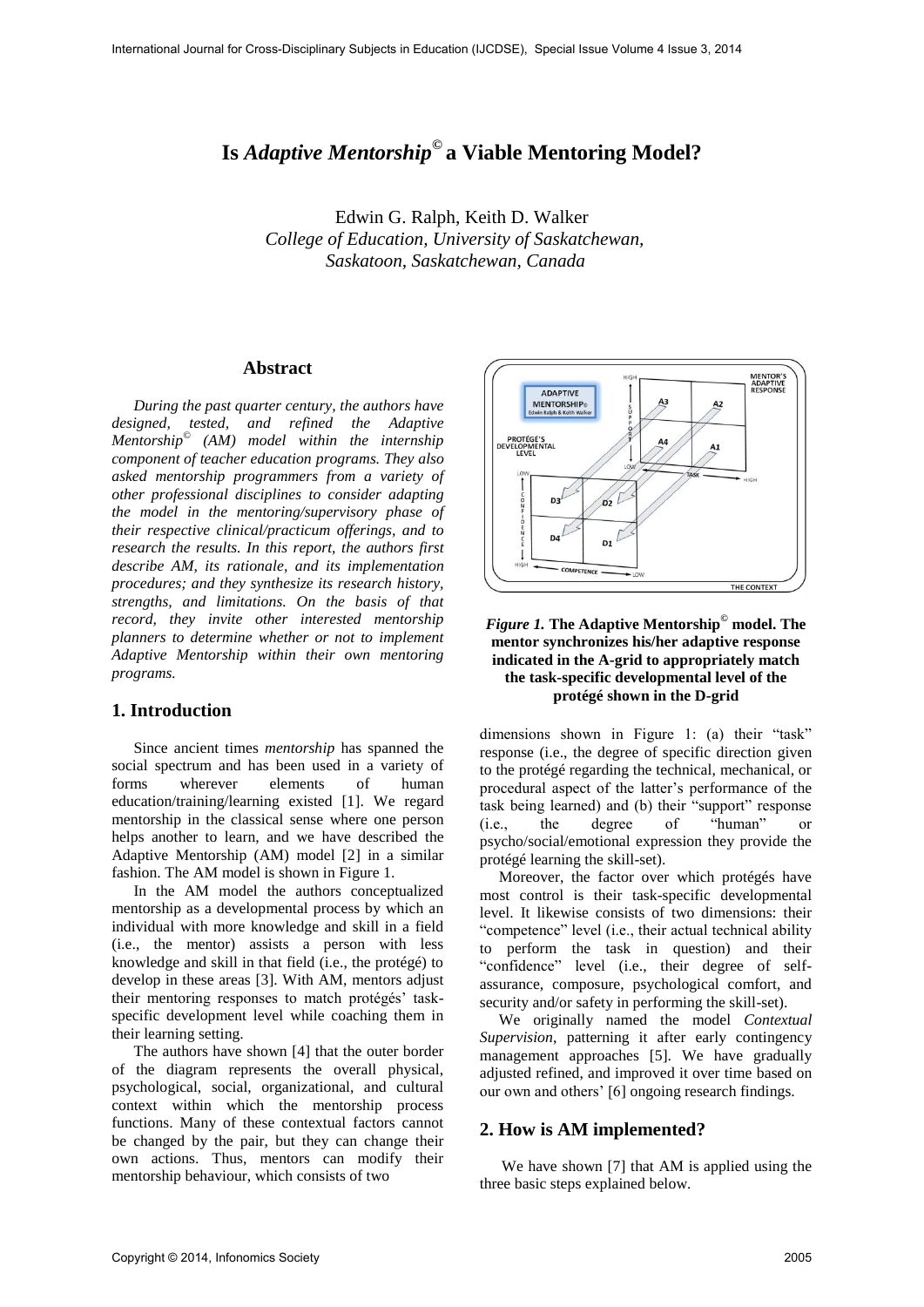# Is *Adaptive Mentorship*© a Viable Mentoring Model?

Edwin G. Ralph, Keith D. Walker
*College of Education, University of Saskatchewan, Saskatoon, Saskatchewan, Canada*

## Abstract

*During the past quarter century, the authors have designed, tested, and refined the Adaptive Mentorship© (AM) model within the internship component of teacher education programs. They also asked mentorship programmers from a variety of other professional disciplines to consider adapting the model in the mentoring/supervisory phase of their respective clinical/practicum offerings, and to research the results. In this report, the authors first describe AM, its rationale, and its implementation procedures; and they synthesize its research history, strengths, and limitations. On the basis of that record, they invite other interested mentorship planners to determine whether or not to implement Adaptive Mentorship within their own mentoring programs.*

## 1. Introduction

Since ancient times *mentorship* has spanned the social spectrum and has been used in a variety of forms wherever elements of human education/training/learning existed [1]. We regard mentorship in the classical sense where one person helps another to learn, and we have described the Adaptive Mentorship (AM) model [2] in a similar fashion. The AM model is shown in Figure 1.

In the AM model the authors conceptualized mentorship as a developmental process by which an individual with more knowledge and skill in a field (i.e., the mentor) assists a person with less knowledge and skill in that field (i.e., the protégé) to develop in these areas [3]. With AM, mentors adjust their mentoring responses to match protégés' task-specific development level while coaching them in their learning setting.

The authors have shown [4] that the outer border of the diagram represents the overall physical, psychological, social, organizational, and cultural context within which the mentorship process functions. Many of these contextual factors cannot be changed by the pair, but they can change their own actions. Thus, mentors can modify their mentorship behaviour, which consists of two dimensions shown in Figure 1: (a) their "task" response (i.e., the degree of specific direction given to the protégé regarding the technical, mechanical, or procedural aspect of the latter's performance of the task being learned) and (b) their "support" response (i.e., the degree of "human" or psycho/social/emotional expression they provide the protégé learning the skill-set).

**Figure 1.** The Adaptive Mentorship© model. The mentor synchronizes his/her adaptive response indicated in the A-grid to appropriately match the task-specific developmental level of the protégé shown in the D-grid

Moreover, the factor over which protégés have most control is their task-specific developmental level. It likewise consists of two dimensions: their "competence" level (i.e., their actual technical ability to perform the task in question) and their "confidence" level (i.e., their degree of self-assurance, composure, psychological comfort, and security and/or safety in performing the skill-set).

We originally named the model *Contextual Supervision*, patterning it after early contingency management approaches [5]. We have gradually adjusted refined, and improved it over time based on our own and others' [6] ongoing research findings.

## 2. How is AM implemented?

We have shown [7] that AM is applied using the three basic steps explained below.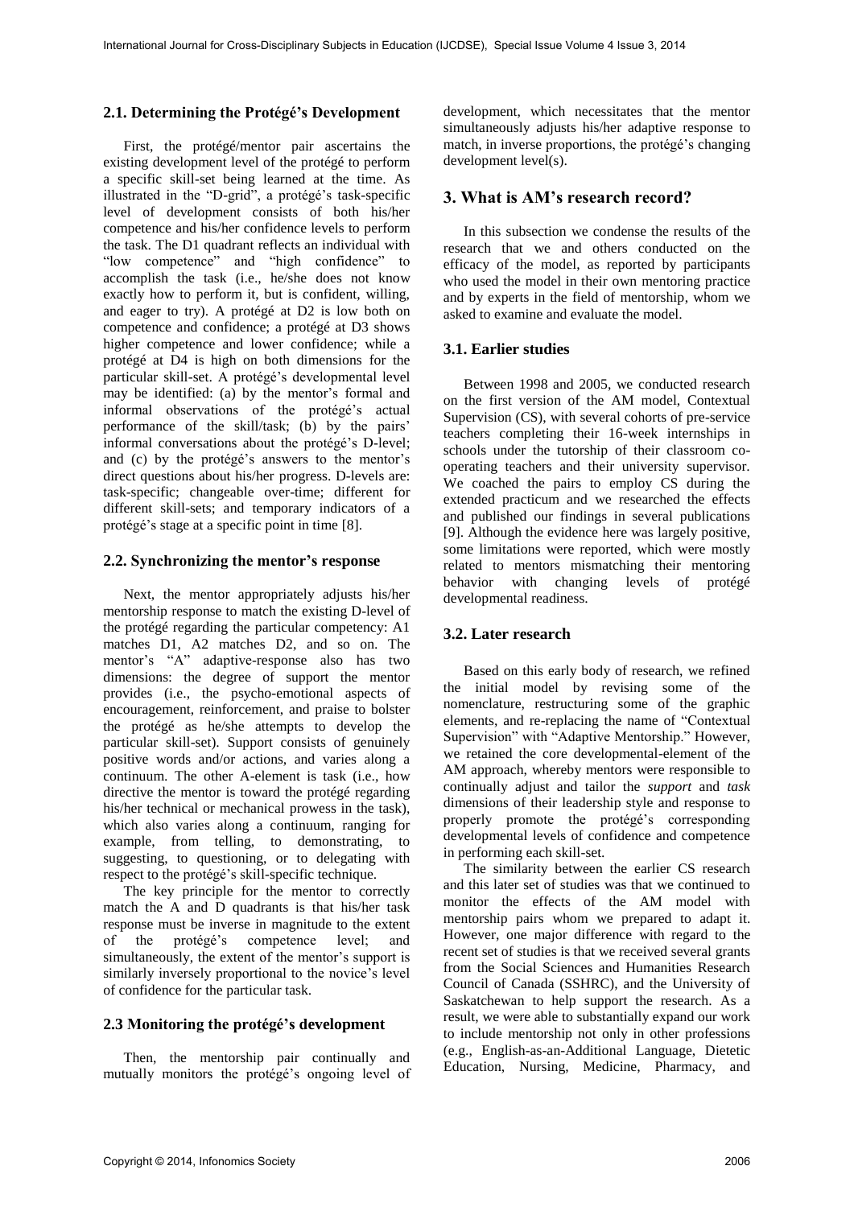### 2.1. Determining the Protégé's Development

First, the protégé/mentor pair ascertains the existing development level of the protégé to perform a specific skill-set being learned at the time. As illustrated in the "D-grid", a protégé's task-specific level of development consists of both his/her competence and his/her confidence levels to perform the task. The D1 quadrant reflects an individual with "low competence" and "high confidence" to accomplish the task (i.e., he/she does not know exactly how to perform it, but is confident, willing, and eager to try). A protégé at D2 is low both on competence and confidence; a protégé at D3 shows higher competence and lower confidence; while a protégé at D4 is high on both dimensions for the particular skill-set. A protégé's developmental level may be identified: (a) by the mentor's formal and informal observations of the protégé's actual performance of the skill/task; (b) by the pairs' informal conversations about the protégé's D-level; and (c) by the protégé's answers to the mentor's direct questions about his/her progress. D-levels are: task-specific; changeable over-time; different for different skill-sets; and temporary indicators of a protégé's stage at a specific point in time [8].

### 2.2. Synchronizing the mentor's response

Next, the mentor appropriately adjusts his/her mentorship response to match the existing D-level of the protégé regarding the particular competency: A1 matches D1, A2 matches D2, and so on. The mentor's "A" adaptive-response also has two dimensions: the degree of support the mentor provides (i.e., the psycho-emotional aspects of encouragement, reinforcement, and praise to bolster the protégé as he/she attempts to develop the particular skill-set). Support consists of genuinely positive words and/or actions, and varies along a continuum. The other A-element is task (i.e., how directive the mentor is toward the protégé regarding his/her technical or mechanical prowess in the task), which also varies along a continuum, ranging for example, from telling, to demonstrating, to suggesting, to questioning, or to delegating with respect to the protégé's skill-specific technique.

The key principle for the mentor to correctly match the A and D quadrants is that his/her task response must be inverse in magnitude to the extent of the protégé's competence level; and simultaneously, the extent of the mentor's support is similarly inversely proportional to the novice's level of confidence for the particular task.

### 2.3 Monitoring the protégé's development

Then, the mentorship pair continually and mutually monitors the protégé's ongoing level of development, which necessitates that the mentor simultaneously adjusts his/her adaptive response to match, in inverse proportions, the protégé's changing development level(s).

## 3. What is AM's research record?

In this subsection we condense the results of the research that we and others conducted on the efficacy of the model, as reported by participants who used the model in their own mentoring practice and by experts in the field of mentorship, whom we asked to examine and evaluate the model.

### 3.1. Earlier studies

Between 1998 and 2005, we conducted research on the first version of the AM model, Contextual Supervision (CS), with several cohorts of pre-service teachers completing their 16-week internships in schools under the tutorship of their classroom co-operating teachers and their university supervisor. We coached the pairs to employ CS during the extended practicum and we researched the effects and published our findings in several publications [9]. Although the evidence here was largely positive, some limitations were reported, which were mostly related to mentors mismatching their mentoring behavior with changing levels of protégé developmental readiness.

### 3.2. Later research

Based on this early body of research, we refined the initial model by revising some of the nomenclature, restructuring some of the graphic elements, and re-replacing the name of "Contextual Supervision" with "Adaptive Mentorship." However, we retained the core developmental-element of the AM approach, whereby mentors were responsible to continually adjust and tailor the *support* and *task* dimensions of their leadership style and response to properly promote the protégé's corresponding developmental levels of confidence and competence in performing each skill-set.

The similarity between the earlier CS research and this later set of studies was that we continued to monitor the effects of the AM model with mentorship pairs whom we prepared to adapt it. However, one major difference with regard to the recent set of studies is that we received several grants from the Social Sciences and Humanities Research Council of Canada (SSHRC), and the University of Saskatchewan to help support the research. As a result, we were able to substantially expand our work to include mentorship not only in other professions (e.g., English-as-an-Additional Language, Dietetic Education, Nursing, Medicine, Pharmacy, and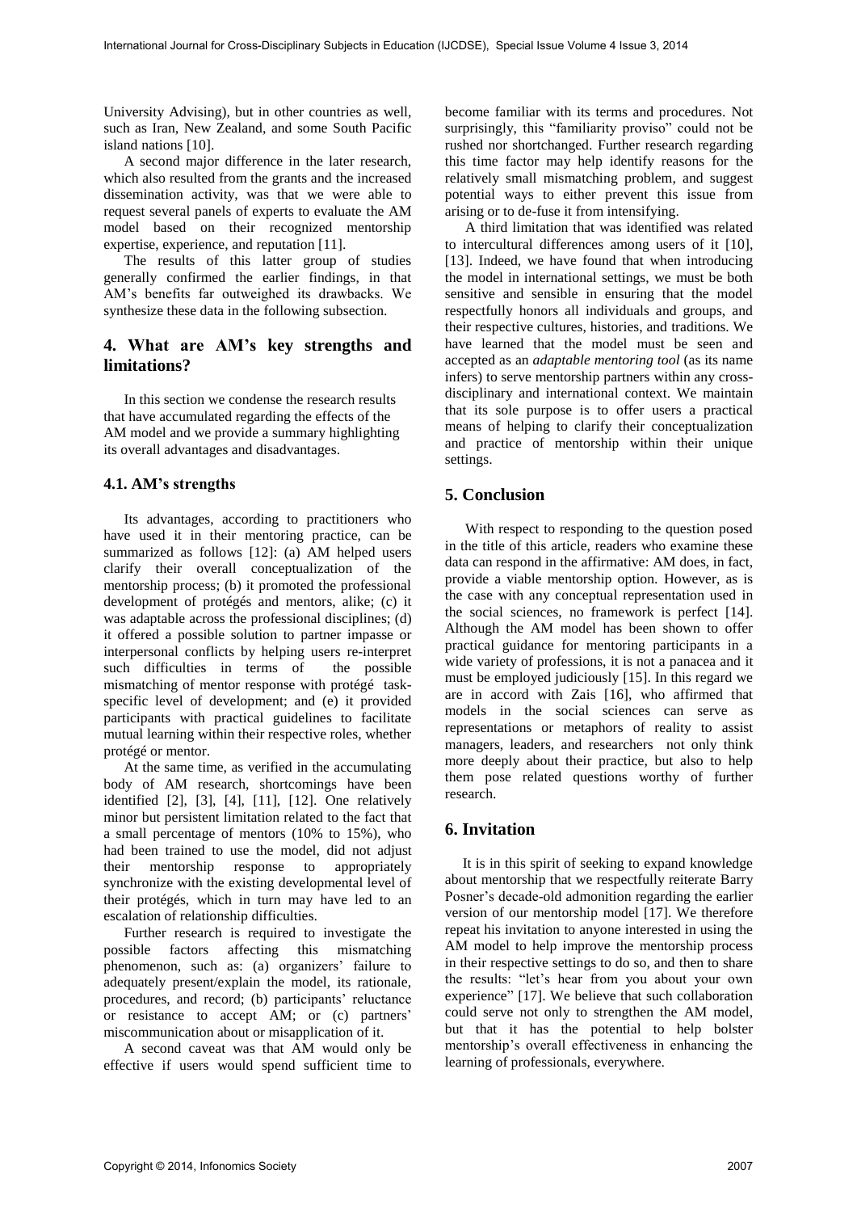University Advising), but in other countries as well, such as Iran, New Zealand, and some South Pacific island nations [10].

A second major difference in the later research, which also resulted from the grants and the increased dissemination activity, was that we were able to request several panels of experts to evaluate the AM model based on their recognized mentorship expertise, experience, and reputation [11].

The results of this latter group of studies generally confirmed the earlier findings, in that AM's benefits far outweighed its drawbacks. We synthesize these data in the following subsection.

## 4. What are AM's key strengths and limitations?

In this section we condense the research results that have accumulated regarding the effects of the AM model and we provide a summary highlighting its overall advantages and disadvantages.

### 4.1. AM's strengths

Its advantages, according to practitioners who have used it in their mentoring practice, can be summarized as follows [12]: (a) AM helped users clarify their overall conceptualization of the mentorship process; (b) it promoted the professional development of protégés and mentors, alike; (c) it was adaptable across the professional disciplines; (d) it offered a possible solution to partner impasse or interpersonal conflicts by helping users re-interpret such difficulties in terms of the possible mismatching of mentor response with protégé task-specific level of development; and (e) it provided participants with practical guidelines to facilitate mutual learning within their respective roles, whether protégé or mentor.

At the same time, as verified in the accumulating body of AM research, shortcomings have been identified [2], [3], [4], [11], [12]. One relatively minor but persistent limitation related to the fact that a small percentage of mentors (10% to 15%), who had been trained to use the model, did not adjust their mentorship response to appropriately synchronize with the existing developmental level of their protégés, which in turn may have led to an escalation of relationship difficulties.

Further research is required to investigate the possible factors affecting this mismatching phenomenon, such as: (a) organizers' failure to adequately present/explain the model, its rationale, procedures, and record; (b) participants' reluctance or resistance to accept AM; or (c) partners' miscommunication about or misapplication of it.

A second caveat was that AM would only be effective if users would spend sufficient time to become familiar with its terms and procedures. Not surprisingly, this "familiarity proviso" could not be rushed nor shortchanged. Further research regarding this time factor may help identify reasons for the relatively small mismatching problem, and suggest potential ways to either prevent this issue from arising or to de-fuse it from intensifying.

A third limitation that was identified was related to intercultural differences among users of it [10], [13]. Indeed, we have found that when introducing the model in international settings, we must be both sensitive and sensible in ensuring that the model respectfully honors all individuals and groups, and their respective cultures, histories, and traditions. We have learned that the model must be seen and accepted as an *adaptable mentoring tool* (as its name infers) to serve mentorship partners within any cross-disciplinary and international context. We maintain that its sole purpose is to offer users a practical means of helping to clarify their conceptualization and practice of mentorship within their unique settings.

## 5. Conclusion

With respect to responding to the question posed in the title of this article, readers who examine these data can respond in the affirmative: AM does, in fact, provide a viable mentorship option. However, as is the case with any conceptual representation used in the social sciences, no framework is perfect [14]. Although the AM model has been shown to offer practical guidance for mentoring participants in a wide variety of professions, it is not a panacea and it must be employed judiciously [15]. In this regard we are in accord with Zais [16], who affirmed that models in the social sciences can serve as representations or metaphors of reality to assist managers, leaders, and researchers not only think more deeply about their practice, but also to help them pose related questions worthy of further research.

## 6. Invitation

It is in this spirit of seeking to expand knowledge about mentorship that we respectfully reiterate Barry Posner's decade-old admonition regarding the earlier version of our mentorship model [17]. We therefore repeat his invitation to anyone interested in using the AM model to help improve the mentorship process in their respective settings to do so, and then to share the results: "let's hear from you about your own experience" [17]. We believe that such collaboration could serve not only to strengthen the AM model, but that it has the potential to help bolster mentorship's overall effectiveness in enhancing the learning of professionals, everywhere.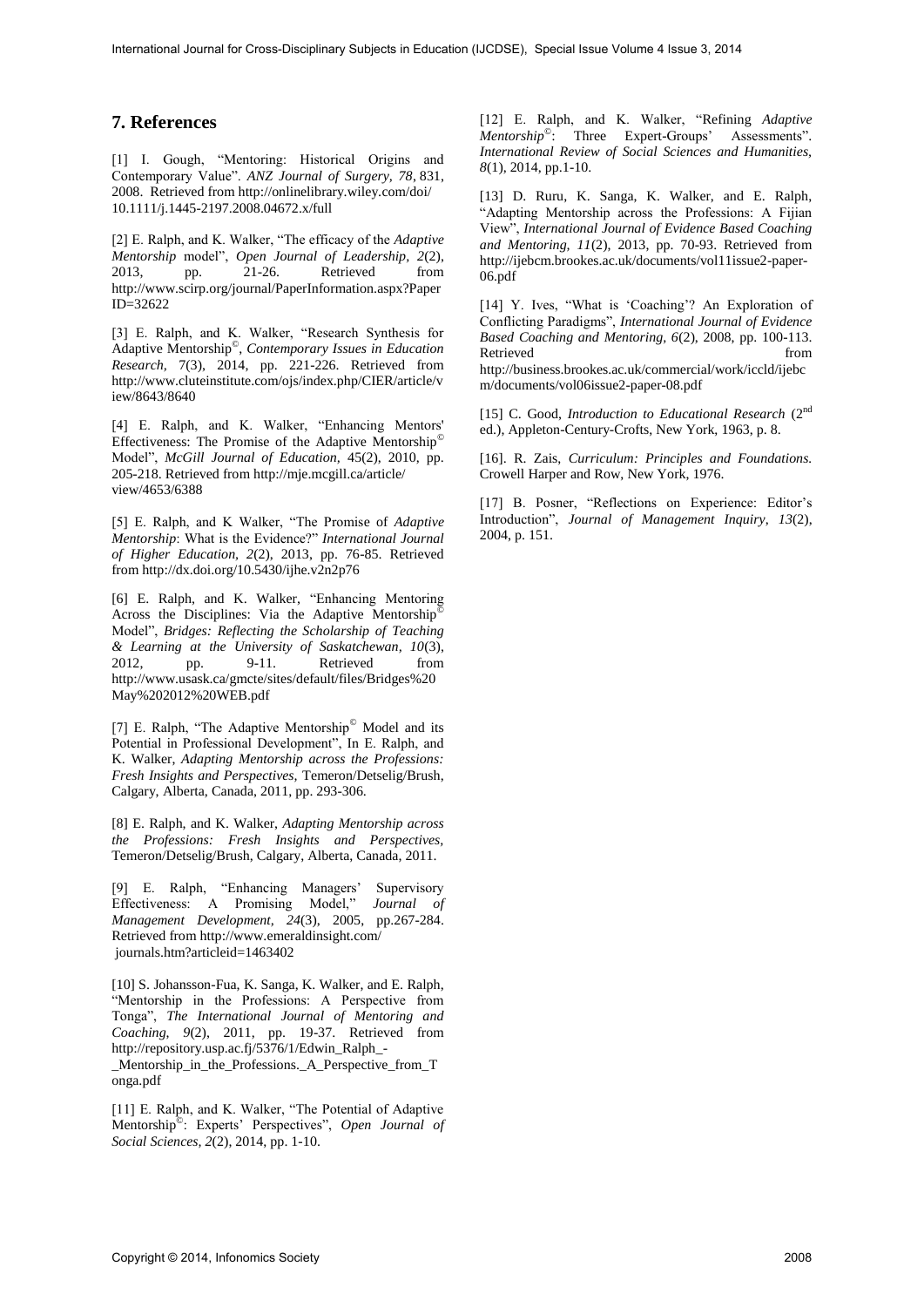## 7. References

[1] I. Gough, "Mentoring: Historical Origins and Contemporary Value". *ANZ Journal of Surgery, 78*, 831, 2008. Retrieved from http://onlinelibrary.wiley.com/doi/ 10.1111/j.1445-2197.2008.04672.x/full

[2] E. Ralph, and K. Walker, "The efficacy of the *Adaptive Mentorship* model", *Open Journal of Leadership, 2*(2), 2013, pp. 21-26. Retrieved from http://www.scirp.org/journal/PaperInformation.aspx?PaperID=32622

[3] E. Ralph, and K. Walker, "Research Synthesis for Adaptive Mentorship©", *Contemporary Issues in Education Research,* 7(3), 2014, pp. 221-226. Retrieved from http://www.cluteinstitute.com/ojs/index.php/CIER/article/view/8643/8640

[4] E. Ralph, and K. Walker, "Enhancing Mentors' Effectiveness: The Promise of the Adaptive Mentorship© Model", *McGill Journal of Education,* 45(2), 2010, pp. 205-218. Retrieved from http://mje.mcgill.ca/article/ view/4653/6388

[5] E. Ralph, and K Walker, "The Promise of *Adaptive Mentorship*: What is the Evidence?" *International Journal of Higher Education, 2*(2), 2013, pp. 76-85. Retrieved from http://dx.doi.org/10.5430/ijhe.v2n2p76

[6] E. Ralph, and K. Walker, "Enhancing Mentoring Across the Disciplines: Via the Adaptive Mentorship© Model", *Bridges: Reflecting the Scholarship of Teaching & Learning at the University of Saskatchewan, 10*(3), 2012, pp. 9-11. Retrieved from http://www.usask.ca/gmcte/sites/default/files/Bridges%20May%202012%20WEB.pdf

[7] E. Ralph, "The Adaptive Mentorship© Model and its Potential in Professional Development", In E. Ralph, and K. Walker, *Adapting Mentorship across the Professions: Fresh Insights and Perspectives,* Temeron/Detselig/Brush, Calgary, Alberta, Canada, 2011, pp. 293-306.

[8] E. Ralph, and K. Walker, *Adapting Mentorship across the Professions: Fresh Insights and Perspectives,* Temeron/Detselig/Brush, Calgary, Alberta, Canada, 2011.

[9] E. Ralph, "Enhancing Managers' Supervisory Effectiveness: A Promising Model," *Journal of Management Development, 24*(3), 2005, pp.267-284. Retrieved from http://www.emeraldinsight.com/ journals.htm?articleid=1463402

[10] S. Johansson-Fua, K. Sanga, K. Walker, and E. Ralph, "Mentorship in the Professions: A Perspective from Tonga", *The International Journal of Mentoring and Coaching, 9*(2), 2011, pp. 19-37. Retrieved from http://repository.usp.ac.fj/5376/1/Edwin_Ralph_-_Mentorship_in_the_Professions._A_Perspective_from_Tonga.pdf

[11] E. Ralph, and K. Walker, "The Potential of Adaptive Mentorship©: Experts' Perspectives", *Open Journal of Social Sciences, 2*(2), 2014, pp. 1-10.

[12] E. Ralph, and K. Walker, "Refining *Adaptive Mentorship*©: Three Expert-Groups' Assessments". *International Review of Social Sciences and Humanities, 8*(1), 2014, pp.1-10.

[13] D. Ruru, K. Sanga, K. Walker, and E. Ralph, "Adapting Mentorship across the Professions: A Fijian View", *International Journal of Evidence Based Coaching and Mentoring, 11*(2), 2013, pp. 70-93. Retrieved from http://ijebcm.brookes.ac.uk/documents/vol11issue2-paper-06.pdf

[14] Y. Ives, "What is 'Coaching'? An Exploration of Conflicting Paradigms", *International Journal of Evidence Based Coaching and Mentoring, 6*(2), 2008, pp. 100-113. Retrieved from http://business.brookes.ac.uk/commercial/work/iccld/ijebcm/documents/vol06issue2-paper-08.pdf

[15] C. Good, *Introduction to Educational Research* (2nd ed.), Appleton-Century-Crofts, New York, 1963, p. 8.

[16]. R. Zais, *Curriculum: Principles and Foundations.* Crowell Harper and Row, New York, 1976.

[17] B. Posner, "Reflections on Experience: Editor's Introduction", *Journal of Management Inquiry, 13*(2), 2004, p. 151.